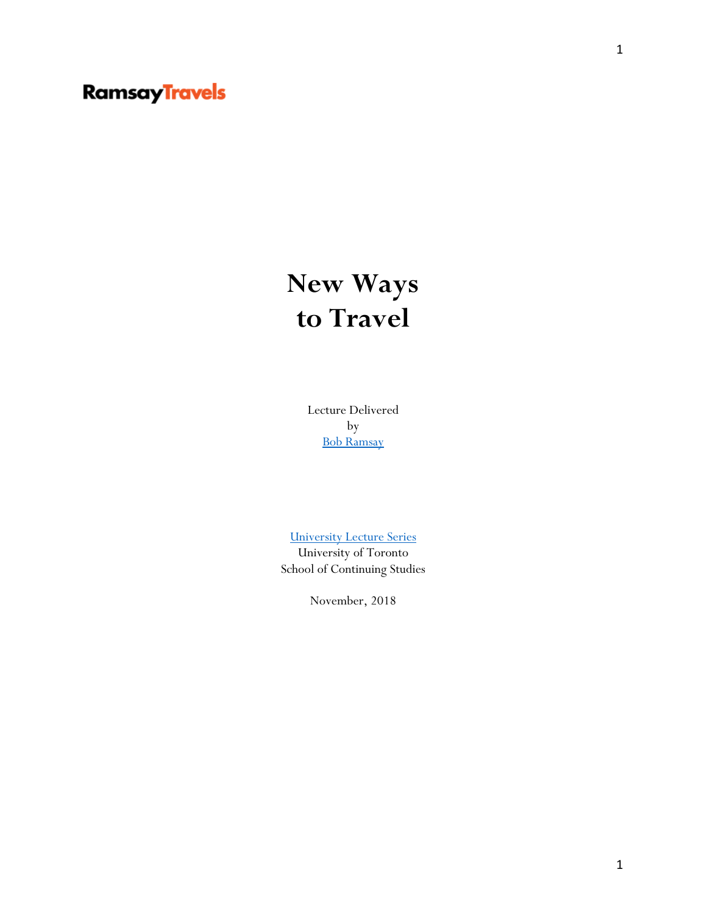RamsayTravels

# New Ways to Travel

Lecture Delivered
by
[Bob Ramsay]

[University Lecture Series]
University of Toronto
School of Continuing Studies

November, 2018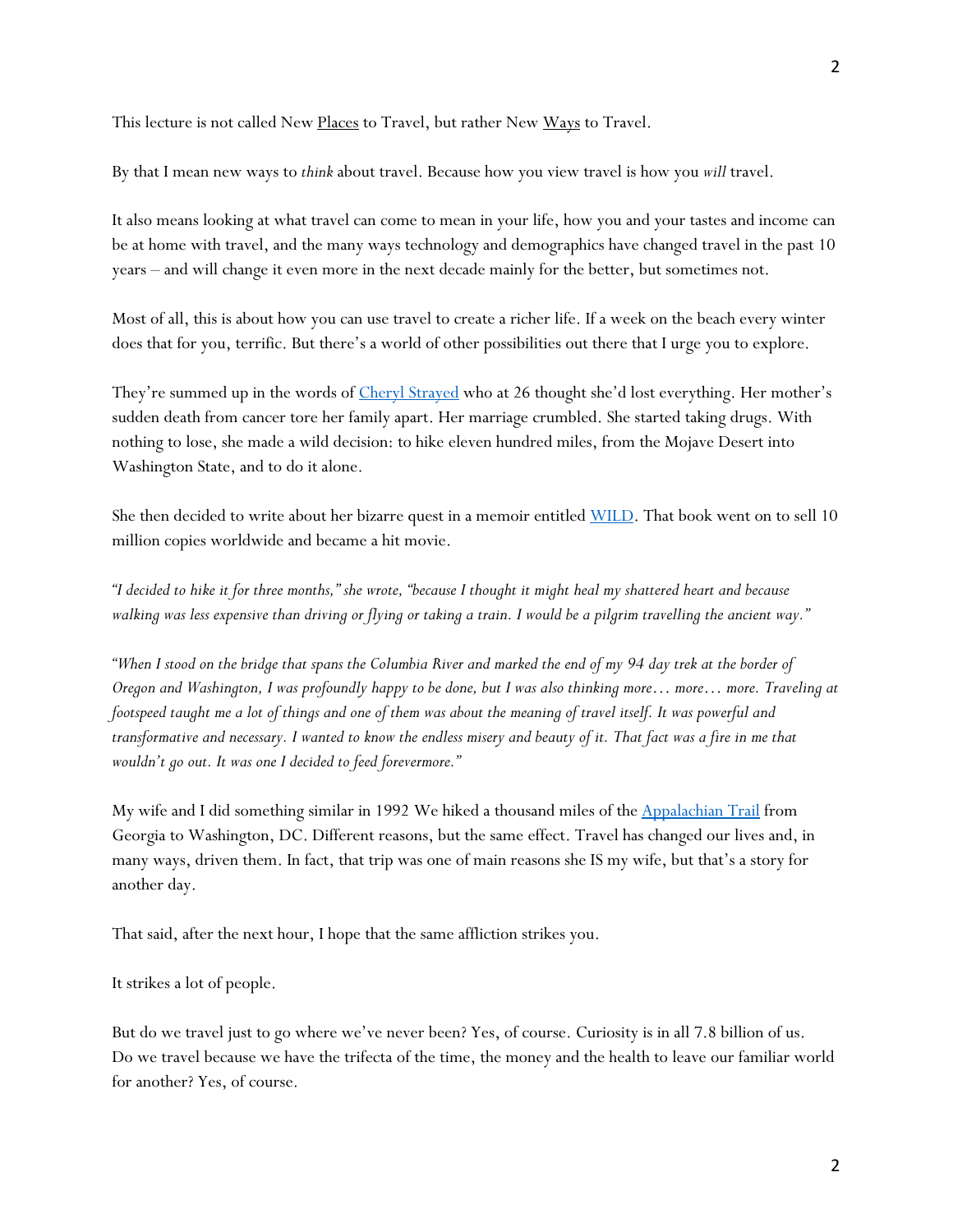This lecture is not called New Places to Travel, but rather New Ways to Travel.

By that I mean new ways to *think* about travel. Because how you view travel is how you *will* travel.

It also means looking at what travel can come to mean in your life, how you and your tastes and income can be at home with travel, and the many ways technology and demographics have changed travel in the past 10 years – and will change it even more in the next decade mainly for the better, but sometimes not.

Most of all, this is about how you can use travel to create a richer life. If a week on the beach every winter does that for you, terrific. But there's a world of other possibilities out there that I urge you to explore.

They're summed up in the words of Cheryl Strayed who at 26 thought she'd lost everything. Her mother's sudden death from cancer tore her family apart. Her marriage crumbled. She started taking drugs. With nothing to lose, she made a wild decision: to hike eleven hundred miles, from the Mojave Desert into Washington State, and to do it alone.

She then decided to write about her bizarre quest in a memoir entitled WILD. That book went on to sell 10 million copies worldwide and became a hit movie.

*"I decided to hike it for three months," she wrote, "because I thought it might heal my shattered heart and because walking was less expensive than driving or flying or taking a train. I would be a pilgrim travelling the ancient way."*

*"When I stood on the bridge that spans the Columbia River and marked the end of my 94 day trek at the border of Oregon and Washington, I was profoundly happy to be done, but I was also thinking more… more… more. Traveling at footspeed taught me a lot of things and one of them was about the meaning of travel itself. It was powerful and transformative and necessary. I wanted to know the endless misery and beauty of it. That fact was a fire in me that wouldn't go out. It was one I decided to feed forevermore."*

My wife and I did something similar in 1992 We hiked a thousand miles of the Appalachian Trail from Georgia to Washington, DC. Different reasons, but the same effect. Travel has changed our lives and, in many ways, driven them. In fact, that trip was one of main reasons she IS my wife, but that's a story for another day.

That said, after the next hour, I hope that the same affliction strikes you.

It strikes a lot of people.

But do we travel just to go where we've never been? Yes, of course. Curiosity is in all 7.8 billion of us. Do we travel because we have the trifecta of the time, the money and the health to leave our familiar world for another? Yes, of course.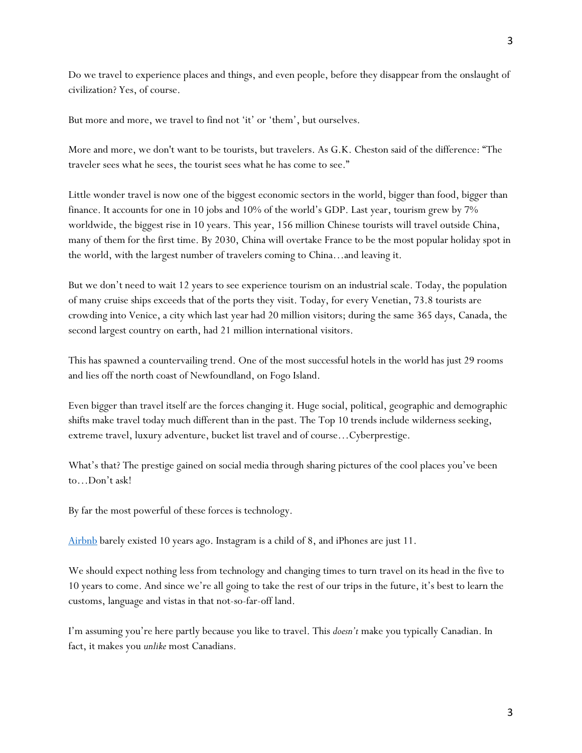Do we travel to experience places and things, and even people, before they disappear from the onslaught of civilization? Yes, of course.

But more and more, we travel to find not 'it' or 'them', but ourselves.

More and more, we don't want to be tourists, but travelers. As G.K. Cheston said of the difference: "The traveler sees what he sees, the tourist sees what he has come to see."

Little wonder travel is now one of the biggest economic sectors in the world, bigger than food, bigger than finance. It accounts for one in 10 jobs and 10% of the world's GDP. Last year, tourism grew by 7% worldwide, the biggest rise in 10 years. This year, 156 million Chinese tourists will travel outside China, many of them for the first time. By 2030, China will overtake France to be the most popular holiday spot in the world, with the largest number of travelers coming to China…and leaving it.

But we don't need to wait 12 years to see experience tourism on an industrial scale. Today, the population of many cruise ships exceeds that of the ports they visit. Today, for every Venetian, 73.8 tourists are crowding into Venice, a city which last year had 20 million visitors; during the same 365 days, Canada, the second largest country on earth, had 21 million international visitors.

This has spawned a countervailing trend. One of the most successful hotels in the world has just 29 rooms and lies off the north coast of Newfoundland, on Fogo Island.

Even bigger than travel itself are the forces changing it. Huge social, political, geographic and demographic shifts make travel today much different than in the past. The Top 10 trends include wilderness seeking, extreme travel, luxury adventure, bucket list travel and of course…Cyberprestige.

What's that? The prestige gained on social media through sharing pictures of the cool places you've been to…Don't ask!

By far the most powerful of these forces is technology.

Airbnb barely existed 10 years ago. Instagram is a child of 8, and iPhones are just 11.

We should expect nothing less from technology and changing times to turn travel on its head in the five to 10 years to come. And since we're all going to take the rest of our trips in the future, it's best to learn the customs, language and vistas in that not-so-far-off land.

I'm assuming you're here partly because you like to travel. This *doesn't* make you typically Canadian. In fact, it makes you *unlike* most Canadians.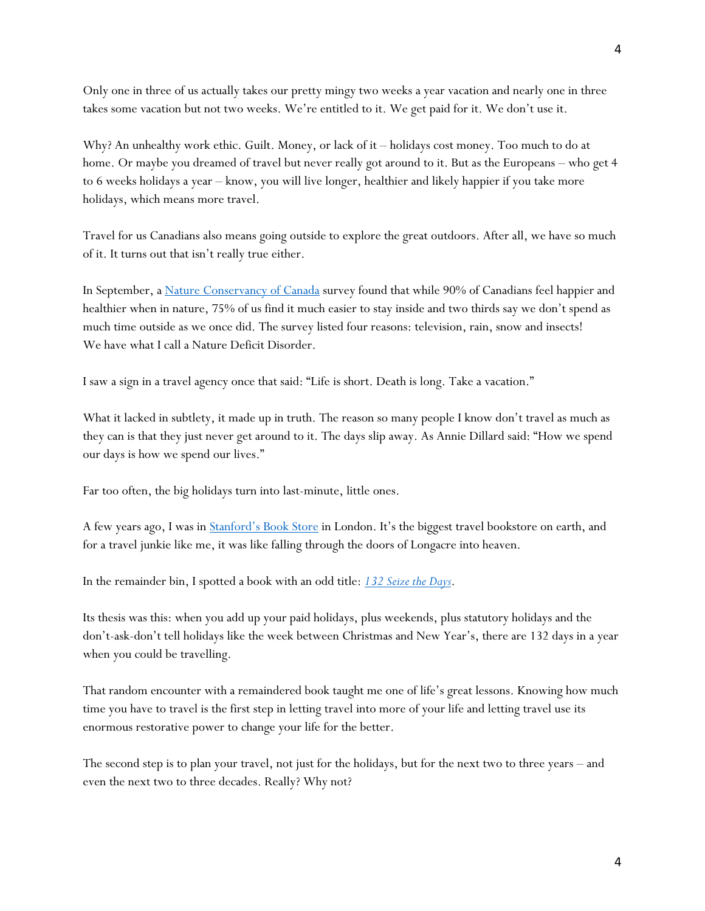Only one in three of us actually takes our pretty mingy two weeks a year vacation and nearly one in three takes some vacation but not two weeks. We're entitled to it. We get paid for it. We don't use it.

Why? An unhealthy work ethic. Guilt. Money, or lack of it – holidays cost money. Too much to do at home. Or maybe you dreamed of travel but never really got around to it. But as the Europeans – who get 4 to 6 weeks holidays a year – know, you will live longer, healthier and likely happier if you take more holidays, which means more travel.

Travel for us Canadians also means going outside to explore the great outdoors. After all, we have so much of it. It turns out that isn't really true either.

In September, a [Nature Conservancy of Canada]() survey found that while 90% of Canadians feel happier and healthier when in nature, 75% of us find it much easier to stay inside and two thirds say we don't spend as much time outside as we once did. The survey listed four reasons: television, rain, snow and insects! We have what I call a Nature Deficit Disorder.

I saw a sign in a travel agency once that said: "Life is short. Death is long. Take a vacation."

What it lacked in subtlety, it made up in truth. The reason so many people I know don't travel as much as they can is that they just never get around to it. The days slip away. As Annie Dillard said: "How we spend our days is how we spend our lives."

Far too often, the big holidays turn into last-minute, little ones.

A few years ago, I was in [Stanford's Book Store]() in London. It's the biggest travel bookstore on earth, and for a travel junkie like me, it was like falling through the doors of Longacre into heaven.

In the remainder bin, I spotted a book with an odd title: [*132 Seize the Days*]().

Its thesis was this: when you add up your paid holidays, plus weekends, plus statutory holidays and the don't-ask-don't tell holidays like the week between Christmas and New Year's, there are 132 days in a year when you could be travelling.

That random encounter with a remaindered book taught me one of life's great lessons. Knowing how much time you have to travel is the first step in letting travel into more of your life and letting travel use its enormous restorative power to change your life for the better.

The second step is to plan your travel, not just for the holidays, but for the next two to three years – and even the next two to three decades. Really? Why not?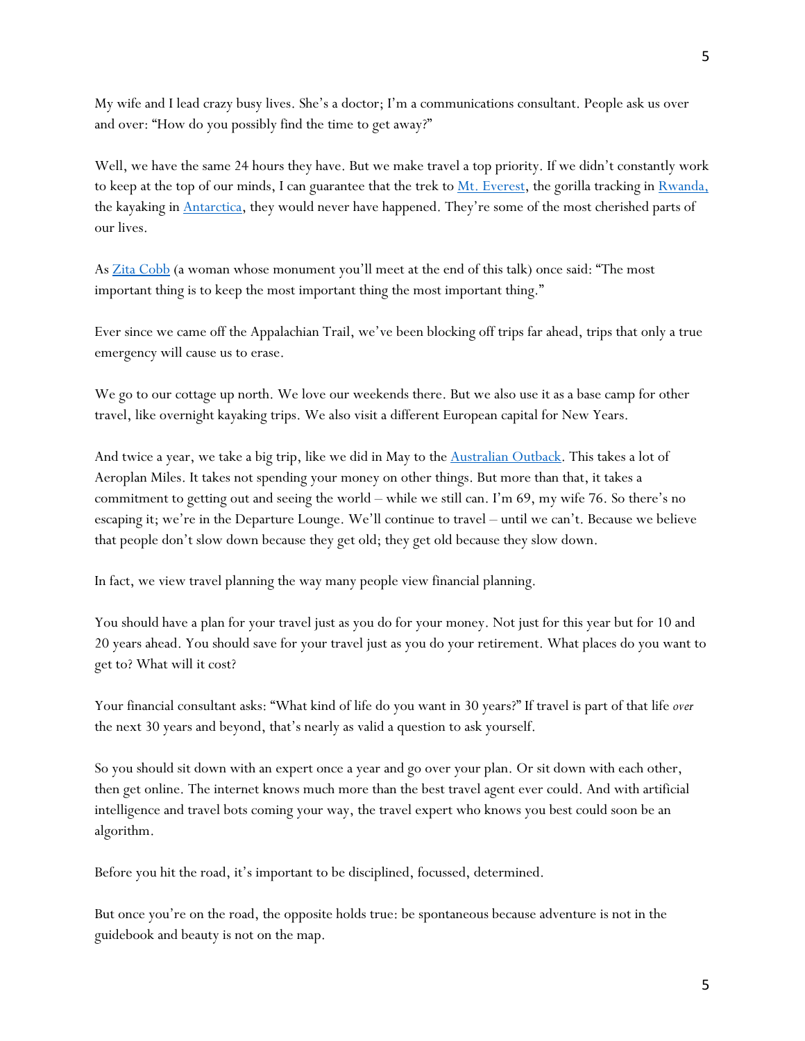My wife and I lead crazy busy lives. She's a doctor; I'm a communications consultant. People ask us over and over: "How do you possibly find the time to get away?"

Well, we have the same 24 hours they have. But we make travel a top priority. If we didn't constantly work to keep at the top of our minds, I can guarantee that the trek to Mt. Everest, the gorilla tracking in Rwanda, the kayaking in Antarctica, they would never have happened. They're some of the most cherished parts of our lives.

As Zita Cobb (a woman whose monument you'll meet at the end of this talk) once said: "The most important thing is to keep the most important thing the most important thing."

Ever since we came off the Appalachian Trail, we've been blocking off trips far ahead, trips that only a true emergency will cause us to erase.

We go to our cottage up north. We love our weekends there. But we also use it as a base camp for other travel, like overnight kayaking trips. We also visit a different European capital for New Years.

And twice a year, we take a big trip, like we did in May to the Australian Outback. This takes a lot of Aeroplan Miles. It takes not spending your money on other things. But more than that, it takes a commitment to getting out and seeing the world – while we still can. I'm 69, my wife 76. So there's no escaping it; we're in the Departure Lounge. We'll continue to travel – until we can't. Because we believe that people don't slow down because they get old; they get old because they slow down.

In fact, we view travel planning the way many people view financial planning.

You should have a plan for your travel just as you do for your money. Not just for this year but for 10 and 20 years ahead. You should save for your travel just as you do your retirement. What places do you want to get to? What will it cost?

Your financial consultant asks: "What kind of life do you want in 30 years?" If travel is part of that life *over* the next 30 years and beyond, that's nearly as valid a question to ask yourself.

So you should sit down with an expert once a year and go over your plan. Or sit down with each other, then get online. The internet knows much more than the best travel agent ever could. And with artificial intelligence and travel bots coming your way, the travel expert who knows you best could soon be an algorithm.

Before you hit the road, it's important to be disciplined, focussed, determined.

But once you're on the road, the opposite holds true: be spontaneous because adventure is not in the guidebook and beauty is not on the map.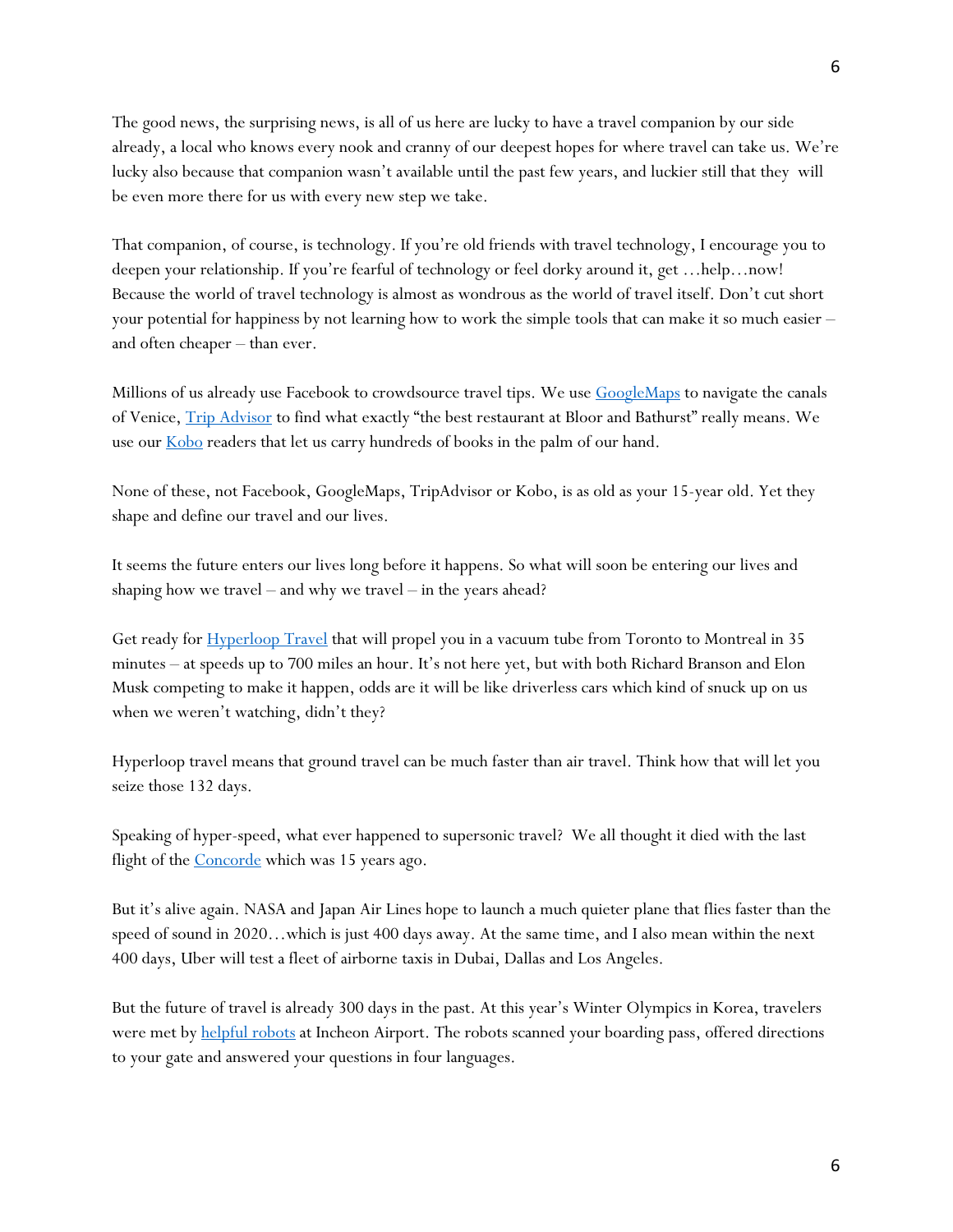The good news, the surprising news, is all of us here are lucky to have a travel companion by our side already, a local who knows every nook and cranny of our deepest hopes for where travel can take us. We're lucky also because that companion wasn't available until the past few years, and luckier still that they will be even more there for us with every new step we take.

That companion, of course, is technology. If you're old friends with travel technology, I encourage you to deepen your relationship. If you're fearful of technology or feel dorky around it, get …help…now! Because the world of travel technology is almost as wondrous as the world of travel itself. Don't cut short your potential for happiness by not learning how to work the simple tools that can make it so much easier – and often cheaper – than ever.

Millions of us already use Facebook to crowdsource travel tips. We use GoogleMaps to navigate the canals of Venice, Trip Advisor to find what exactly "the best restaurant at Bloor and Bathurst" really means. We use our Kobo readers that let us carry hundreds of books in the palm of our hand.

None of these, not Facebook, GoogleMaps, TripAdvisor or Kobo, is as old as your 15-year old. Yet they shape and define our travel and our lives.

It seems the future enters our lives long before it happens. So what will soon be entering our lives and shaping how we travel – and why we travel – in the years ahead?

Get ready for Hyperloop Travel that will propel you in a vacuum tube from Toronto to Montreal in 35 minutes – at speeds up to 700 miles an hour. It's not here yet, but with both Richard Branson and Elon Musk competing to make it happen, odds are it will be like driverless cars which kind of snuck up on us when we weren't watching, didn't they?

Hyperloop travel means that ground travel can be much faster than air travel. Think how that will let you seize those 132 days.

Speaking of hyper-speed, what ever happened to supersonic travel? We all thought it died with the last flight of the Concorde which was 15 years ago.

But it's alive again. NASA and Japan Air Lines hope to launch a much quieter plane that flies faster than the speed of sound in 2020…which is just 400 days away. At the same time, and I also mean within the next 400 days, Uber will test a fleet of airborne taxis in Dubai, Dallas and Los Angeles.

But the future of travel is already 300 days in the past. At this year's Winter Olympics in Korea, travelers were met by helpful robots at Incheon Airport. The robots scanned your boarding pass, offered directions to your gate and answered your questions in four languages.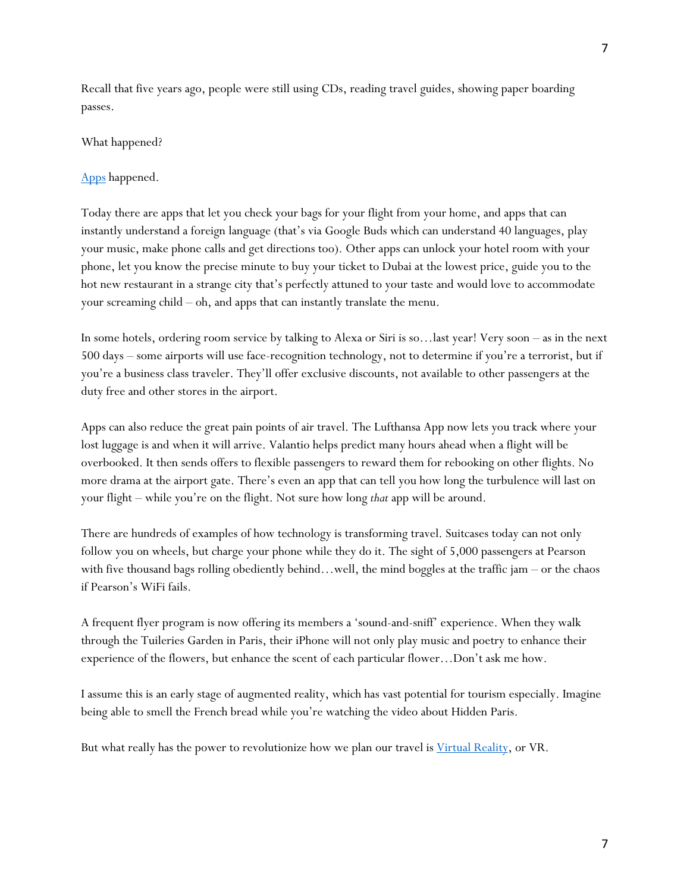Recall that five years ago, people were still using CDs, reading travel guides, showing paper boarding passes.

What happened?

Apps happened.

Today there are apps that let you check your bags for your flight from your home, and apps that can instantly understand a foreign language (that's via Google Buds which can understand 40 languages, play your music, make phone calls and get directions too). Other apps can unlock your hotel room with your phone, let you know the precise minute to buy your ticket to Dubai at the lowest price, guide you to the hot new restaurant in a strange city that's perfectly attuned to your taste and would love to accommodate your screaming child – oh, and apps that can instantly translate the menu.

In some hotels, ordering room service by talking to Alexa or Siri is so…last year! Very soon – as in the next 500 days – some airports will use face-recognition technology, not to determine if you're a terrorist, but if you're a business class traveler. They'll offer exclusive discounts, not available to other passengers at the duty free and other stores in the airport.

Apps can also reduce the great pain points of air travel. The Lufthansa App now lets you track where your lost luggage is and when it will arrive. Valantio helps predict many hours ahead when a flight will be overbooked. It then sends offers to flexible passengers to reward them for rebooking on other flights. No more drama at the airport gate. There's even an app that can tell you how long the turbulence will last on your flight – while you're on the flight. Not sure how long *that* app will be around.

There are hundreds of examples of how technology is transforming travel. Suitcases today can not only follow you on wheels, but charge your phone while they do it. The sight of 5,000 passengers at Pearson with five thousand bags rolling obediently behind…well, the mind boggles at the traffic jam – or the chaos if Pearson's WiFi fails.

A frequent flyer program is now offering its members a 'sound-and-sniff' experience. When they walk through the Tuileries Garden in Paris, their iPhone will not only play music and poetry to enhance their experience of the flowers, but enhance the scent of each particular flower…Don't ask me how.

I assume this is an early stage of augmented reality, which has vast potential for tourism especially. Imagine being able to smell the French bread while you're watching the video about Hidden Paris.

But what really has the power to revolutionize how we plan our travel is Virtual Reality, or VR.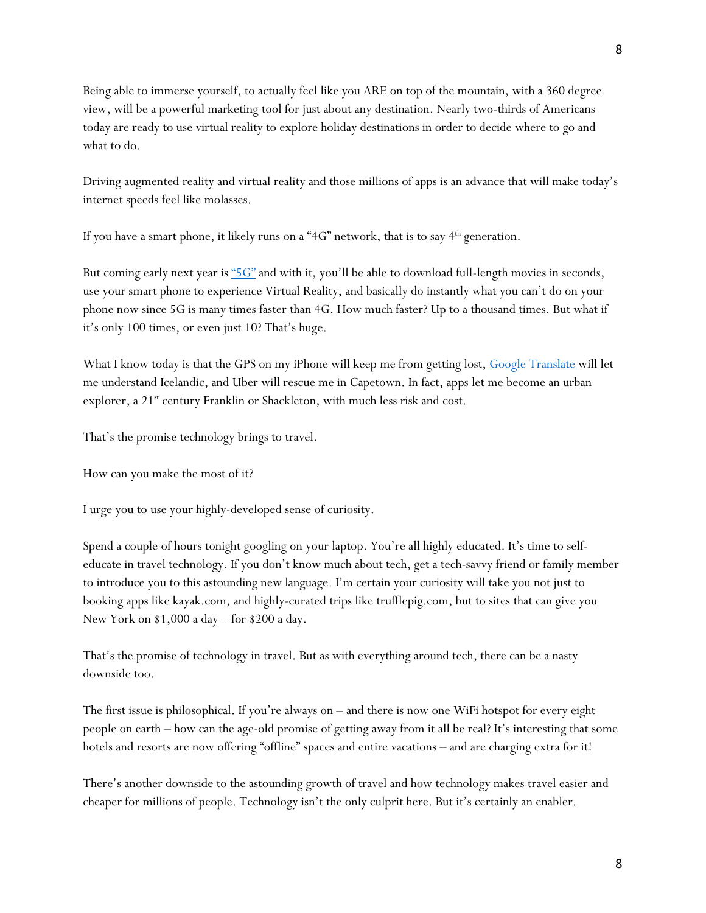Being able to immerse yourself, to actually feel like you ARE on top of the mountain, with a 360 degree view, will be a powerful marketing tool for just about any destination. Nearly two-thirds of Americans today are ready to use virtual reality to explore holiday destinations in order to decide where to go and what to do.

Driving augmented reality and virtual reality and those millions of apps is an advance that will make today's internet speeds feel like molasses.

If you have a smart phone, it likely runs on a "4G" network, that is to say 4th generation.

But coming early next year is "5G" and with it, you'll be able to download full-length movies in seconds, use your smart phone to experience Virtual Reality, and basically do instantly what you can't do on your phone now since 5G is many times faster than 4G. How much faster? Up to a thousand times. But what if it's only 100 times, or even just 10? That's huge.

What I know today is that the GPS on my iPhone will keep me from getting lost, Google Translate will let me understand Icelandic, and Uber will rescue me in Capetown. In fact, apps let me become an urban explorer, a 21st century Franklin or Shackleton, with much less risk and cost.

That's the promise technology brings to travel.

How can you make the most of it?

I urge you to use your highly-developed sense of curiosity.

Spend a couple of hours tonight googling on your laptop. You're all highly educated. It's time to self-educate in travel technology. If you don't know much about tech, get a tech-savvy friend or family member to introduce you to this astounding new language. I'm certain your curiosity will take you not just to booking apps like kayak.com, and highly-curated trips like trufflepig.com, but to sites that can give you New York on $1,000 a day – for $200 a day.

That's the promise of technology in travel. But as with everything around tech, there can be a nasty downside too.

The first issue is philosophical. If you're always on – and there is now one WiFi hotspot for every eight people on earth – how can the age-old promise of getting away from it all be real? It's interesting that some hotels and resorts are now offering "offline" spaces and entire vacations – and are charging extra for it!

There's another downside to the astounding growth of travel and how technology makes travel easier and cheaper for millions of people. Technology isn't the only culprit here. But it's certainly an enabler.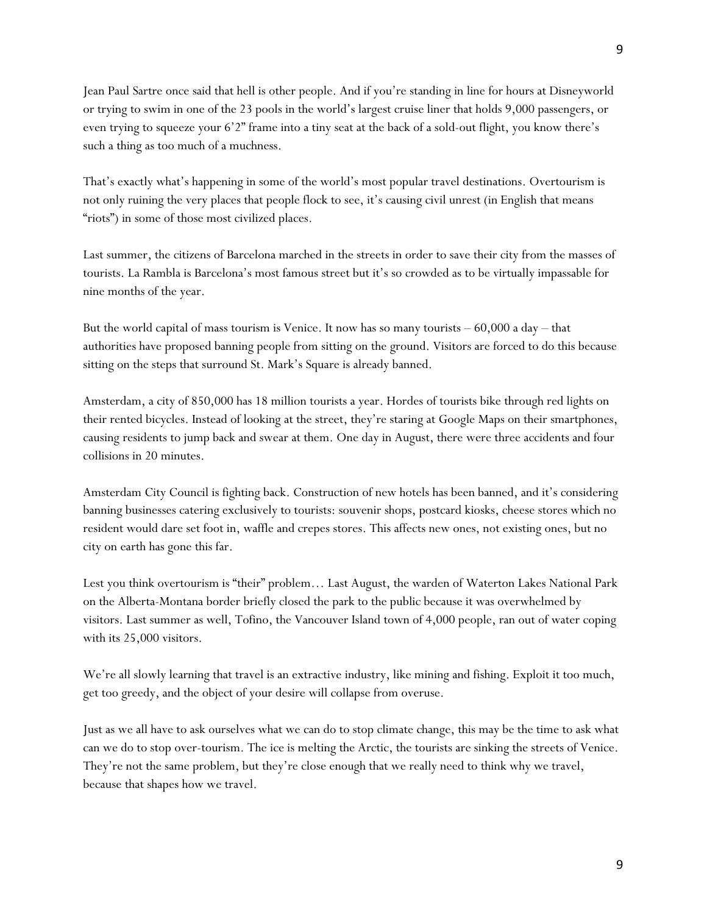Jean Paul Sartre once said that hell is other people. And if you're standing in line for hours at Disneyworld or trying to swim in one of the 23 pools in the world's largest cruise liner that holds 9,000 passengers, or even trying to squeeze your 6'2" frame into a tiny seat at the back of a sold-out flight, you know there's such a thing as too much of a muchness.

That's exactly what's happening in some of the world's most popular travel destinations. Overtourism is not only ruining the very places that people flock to see, it's causing civil unrest (in English that means "riots") in some of those most civilized places.

Last summer, the citizens of Barcelona marched in the streets in order to save their city from the masses of tourists. La Rambla is Barcelona's most famous street but it's so crowded as to be virtually impassable for nine months of the year.

But the world capital of mass tourism is Venice. It now has so many tourists – 60,000 a day – that authorities have proposed banning people from sitting on the ground. Visitors are forced to do this because sitting on the steps that surround St. Mark's Square is already banned.

Amsterdam, a city of 850,000 has 18 million tourists a year. Hordes of tourists bike through red lights on their rented bicycles. Instead of looking at the street, they're staring at Google Maps on their smartphones, causing residents to jump back and swear at them. One day in August, there were three accidents and four collisions in 20 minutes.

Amsterdam City Council is fighting back. Construction of new hotels has been banned, and it's considering banning businesses catering exclusively to tourists: souvenir shops, postcard kiosks, cheese stores which no resident would dare set foot in, waffle and crepes stores. This affects new ones, not existing ones, but no city on earth has gone this far.

Lest you think overtourism is "their" problem… Last August, the warden of Waterton Lakes National Park on the Alberta-Montana border briefly closed the park to the public because it was overwhelmed by visitors. Last summer as well, Tofino, the Vancouver Island town of 4,000 people, ran out of water coping with its 25,000 visitors.

We're all slowly learning that travel is an extractive industry, like mining and fishing. Exploit it too much, get too greedy, and the object of your desire will collapse from overuse.

Just as we all have to ask ourselves what we can do to stop climate change, this may be the time to ask what can we do to stop over-tourism. The ice is melting the Arctic, the tourists are sinking the streets of Venice. They're not the same problem, but they're close enough that we really need to think why we travel, because that shapes how we travel.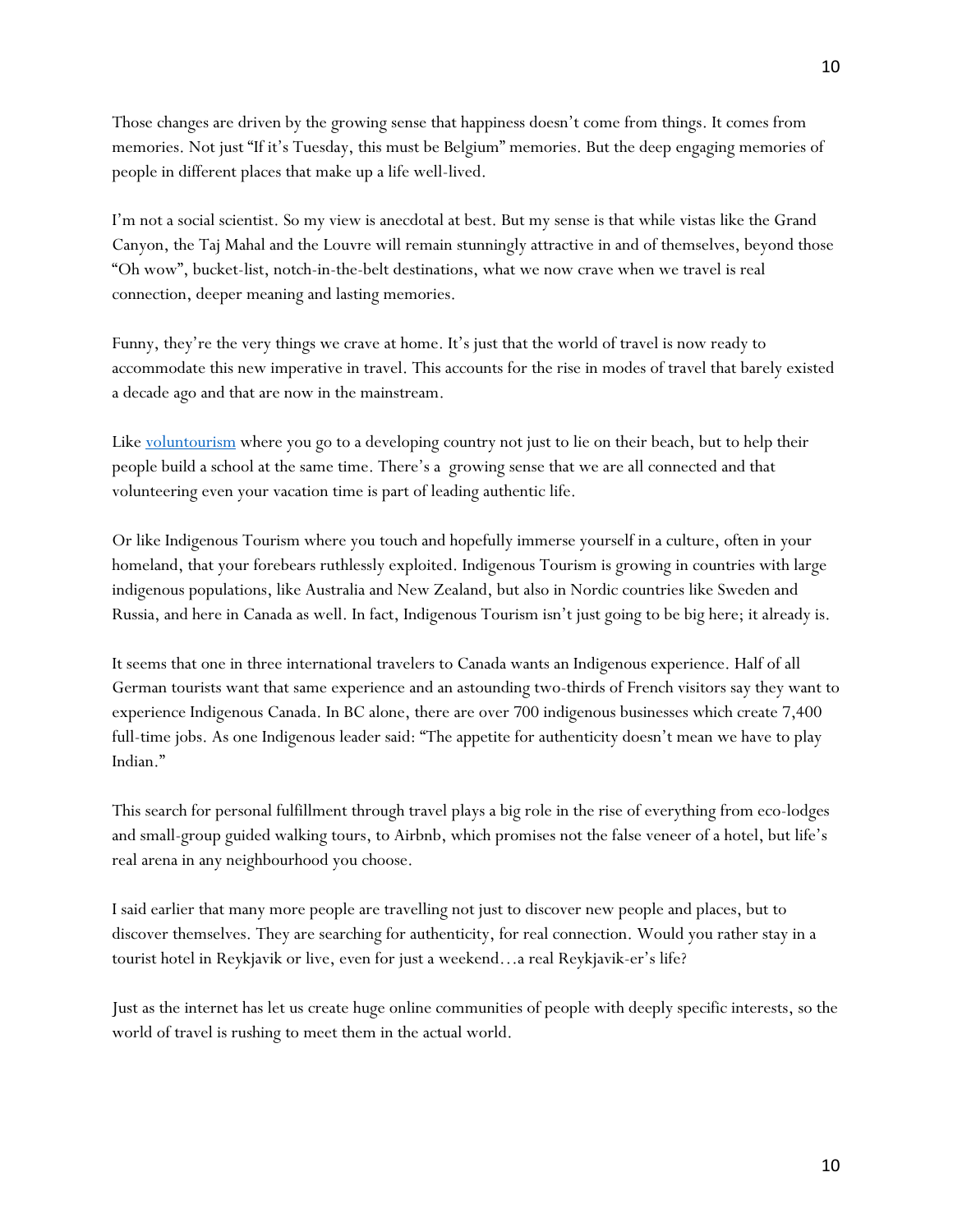Those changes are driven by the growing sense that happiness doesn't come from things. It comes from memories. Not just "If it's Tuesday, this must be Belgium" memories. But the deep engaging memories of people in different places that make up a life well-lived.

I'm not a social scientist. So my view is anecdotal at best. But my sense is that while vistas like the Grand Canyon, the Taj Mahal and the Louvre will remain stunningly attractive in and of themselves, beyond those "Oh wow", bucket-list, notch-in-the-belt destinations, what we now crave when we travel is real connection, deeper meaning and lasting memories.

Funny, they're the very things we crave at home. It's just that the world of travel is now ready to accommodate this new imperative in travel. This accounts for the rise in modes of travel that barely existed a decade ago and that are now in the mainstream.

Like voluntourism where you go to a developing country not just to lie on their beach, but to help their people build a school at the same time. There's a growing sense that we are all connected and that volunteering even your vacation time is part of leading authentic life.

Or like Indigenous Tourism where you touch and hopefully immerse yourself in a culture, often in your homeland, that your forebears ruthlessly exploited. Indigenous Tourism is growing in countries with large indigenous populations, like Australia and New Zealand, but also in Nordic countries like Sweden and Russia, and here in Canada as well. In fact, Indigenous Tourism isn't just going to be big here; it already is.

It seems that one in three international travelers to Canada wants an Indigenous experience. Half of all German tourists want that same experience and an astounding two-thirds of French visitors say they want to experience Indigenous Canada. In BC alone, there are over 700 indigenous businesses which create 7,400 full-time jobs. As one Indigenous leader said: "The appetite for authenticity doesn't mean we have to play Indian."

This search for personal fulfillment through travel plays a big role in the rise of everything from eco-lodges and small-group guided walking tours, to Airbnb, which promises not the false veneer of a hotel, but life's real arena in any neighbourhood you choose.

I said earlier that many more people are travelling not just to discover new people and places, but to discover themselves. They are searching for authenticity, for real connection. Would you rather stay in a tourist hotel in Reykjavik or live, even for just a weekend…a real Reykjavik-er's life?

Just as the internet has let us create huge online communities of people with deeply specific interests, so the world of travel is rushing to meet them in the actual world.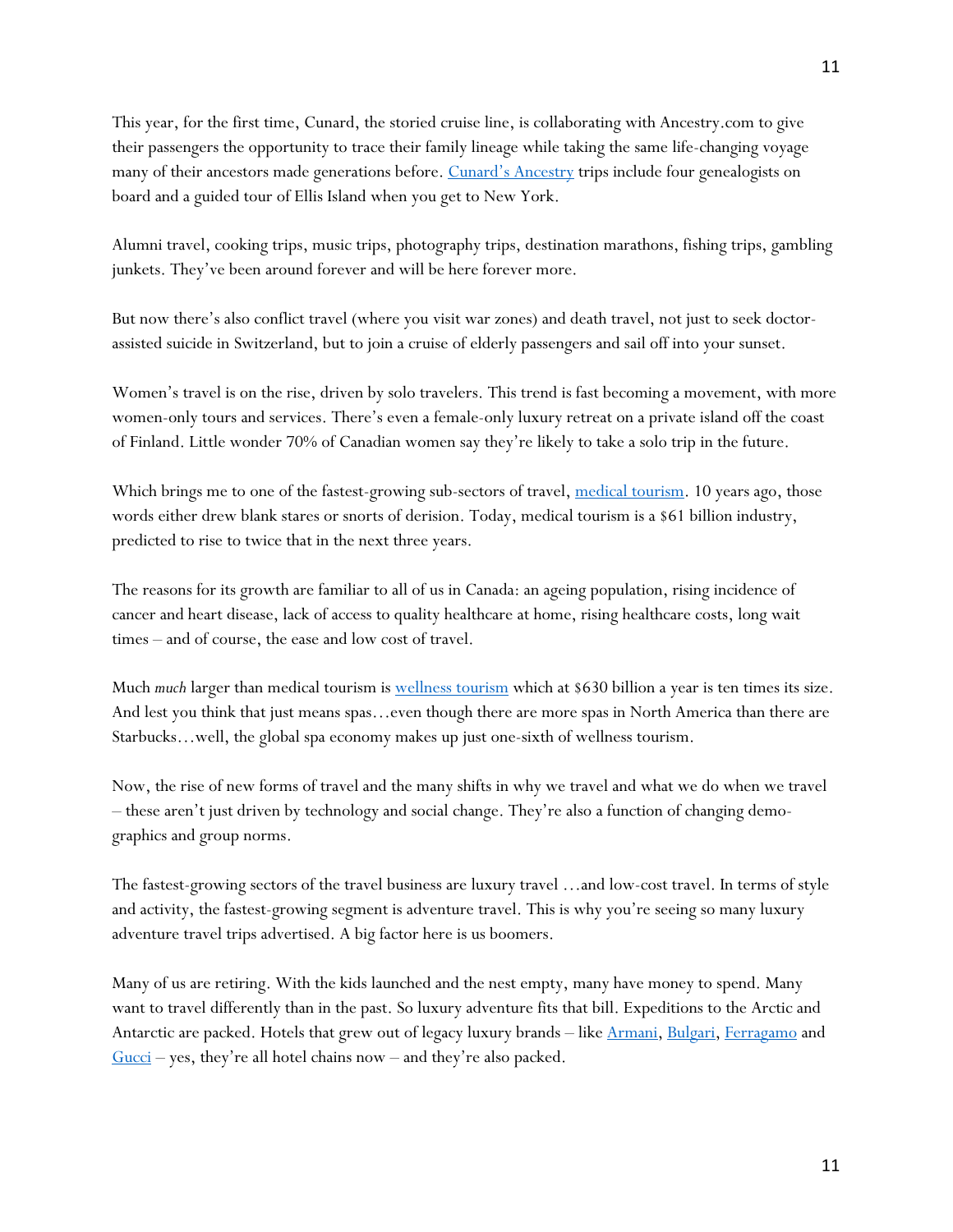This year, for the first time, Cunard, the storied cruise line, is collaborating with Ancestry.com to give their passengers the opportunity to trace their family lineage while taking the same life-changing voyage many of their ancestors made generations before. Cunard's Ancestry trips include four genealogists on board and a guided tour of Ellis Island when you get to New York.

Alumni travel, cooking trips, music trips, photography trips, destination marathons, fishing trips, gambling junkets. They've been around forever and will be here forever more.

But now there's also conflict travel (where you visit war zones) and death travel, not just to seek doctor-assisted suicide in Switzerland, but to join a cruise of elderly passengers and sail off into your sunset.

Women's travel is on the rise, driven by solo travelers. This trend is fast becoming a movement, with more women-only tours and services. There's even a female-only luxury retreat on a private island off the coast of Finland. Little wonder 70% of Canadian women say they're likely to take a solo trip in the future.

Which brings me to one of the fastest-growing sub-sectors of travel, medical tourism. 10 years ago, those words either drew blank stares or snorts of derision. Today, medical tourism is a $61 billion industry, predicted to rise to twice that in the next three years.

The reasons for its growth are familiar to all of us in Canada: an ageing population, rising incidence of cancer and heart disease, lack of access to quality healthcare at home, rising healthcare costs, long wait times – and of course, the ease and low cost of travel.

Much *much* larger than medical tourism is wellness tourism which at $630 billion a year is ten times its size. And lest you think that just means spas…even though there are more spas in North America than there are Starbucks…well, the global spa economy makes up just one-sixth of wellness tourism.

Now, the rise of new forms of travel and the many shifts in why we travel and what we do when we travel – these aren't just driven by technology and social change. They're also a function of changing demo-graphics and group norms.

The fastest-growing sectors of the travel business are luxury travel …and low-cost travel. In terms of style and activity, the fastest-growing segment is adventure travel. This is why you're seeing so many luxury adventure travel trips advertised. A big factor here is us boomers.

Many of us are retiring. With the kids launched and the nest empty, many have money to spend. Many want to travel differently than in the past. So luxury adventure fits that bill. Expeditions to the Arctic and Antarctic are packed. Hotels that grew out of legacy luxury brands – like Armani, Bulgari, Ferragamo and Gucci – yes, they're all hotel chains now – and they're also packed.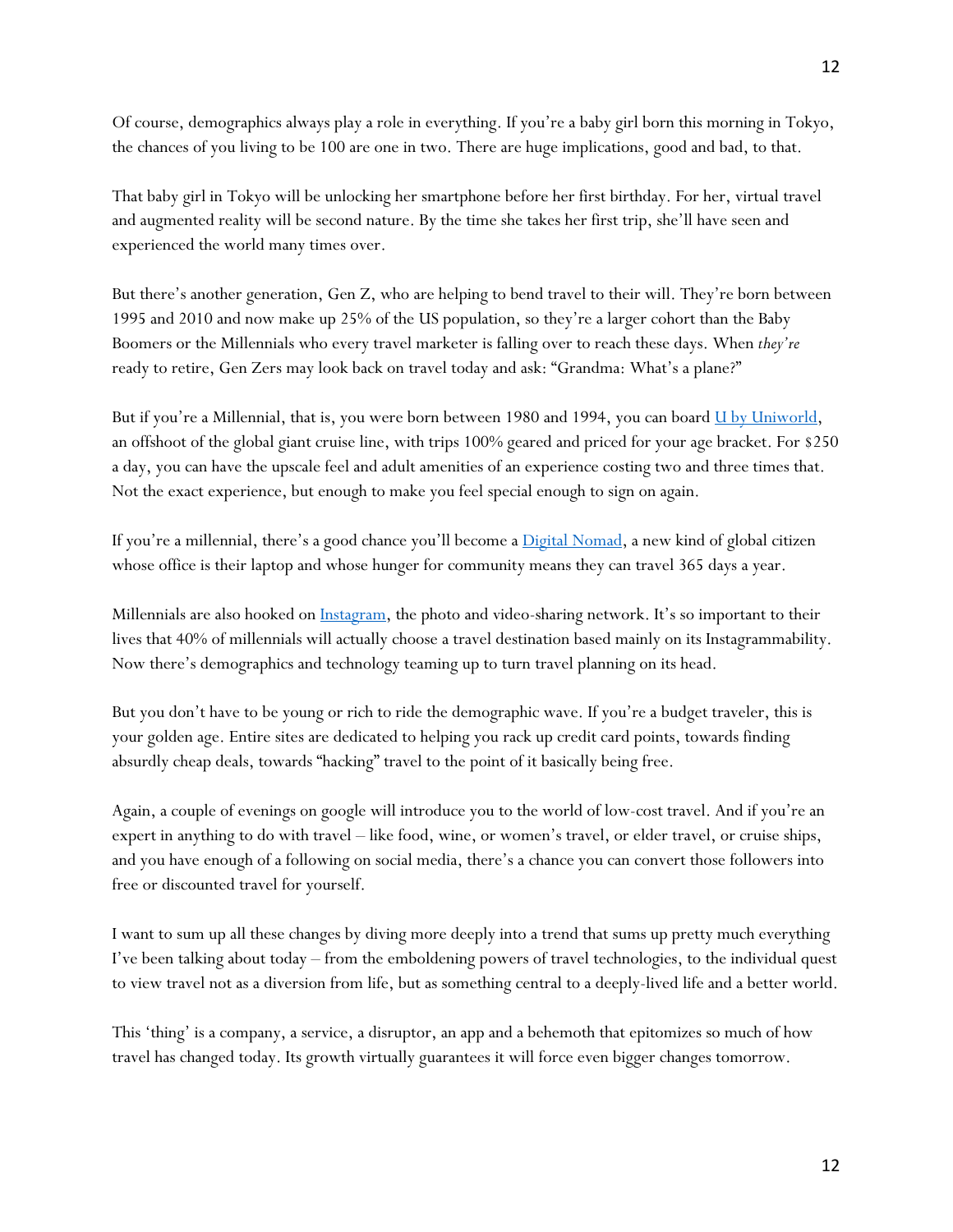Of course, demographics always play a role in everything. If you're a baby girl born this morning in Tokyo, the chances of you living to be 100 are one in two. There are huge implications, good and bad, to that.

That baby girl in Tokyo will be unlocking her smartphone before her first birthday. For her, virtual travel and augmented reality will be second nature. By the time she takes her first trip, she'll have seen and experienced the world many times over.

But there's another generation, Gen Z, who are helping to bend travel to their will. They're born between 1995 and 2010 and now make up 25% of the US population, so they're a larger cohort than the Baby Boomers or the Millennials who every travel marketer is falling over to reach these days. When *they're* ready to retire, Gen Zers may look back on travel today and ask: "Grandma: What's a plane?"

But if you're a Millennial, that is, you were born between 1980 and 1994, you can board [U by Uniworld](), an offshoot of the global giant cruise line, with trips 100% geared and priced for your age bracket. For $250 a day, you can have the upscale feel and adult amenities of an experience costing two and three times that. Not the exact experience, but enough to make you feel special enough to sign on again.

If you're a millennial, there's a good chance you'll become a [Digital Nomad](), a new kind of global citizen whose office is their laptop and whose hunger for community means they can travel 365 days a year.

Millennials are also hooked on [Instagram](), the photo and video-sharing network. It's so important to their lives that 40% of millennials will actually choose a travel destination based mainly on its Instagrammability. Now there's demographics and technology teaming up to turn travel planning on its head.

But you don't have to be young or rich to ride the demographic wave. If you're a budget traveler, this is your golden age. Entire sites are dedicated to helping you rack up credit card points, towards finding absurdly cheap deals, towards "hacking" travel to the point of it basically being free.

Again, a couple of evenings on google will introduce you to the world of low-cost travel. And if you're an expert in anything to do with travel – like food, wine, or women's travel, or elder travel, or cruise ships, and you have enough of a following on social media, there's a chance you can convert those followers into free or discounted travel for yourself.

I want to sum up all these changes by diving more deeply into a trend that sums up pretty much everything I've been talking about today – from the emboldening powers of travel technologies, to the individual quest to view travel not as a diversion from life, but as something central to a deeply-lived life and a better world.

This 'thing' is a company, a service, a disruptor, an app and a behemoth that epitomizes so much of how travel has changed today. Its growth virtually guarantees it will force even bigger changes tomorrow.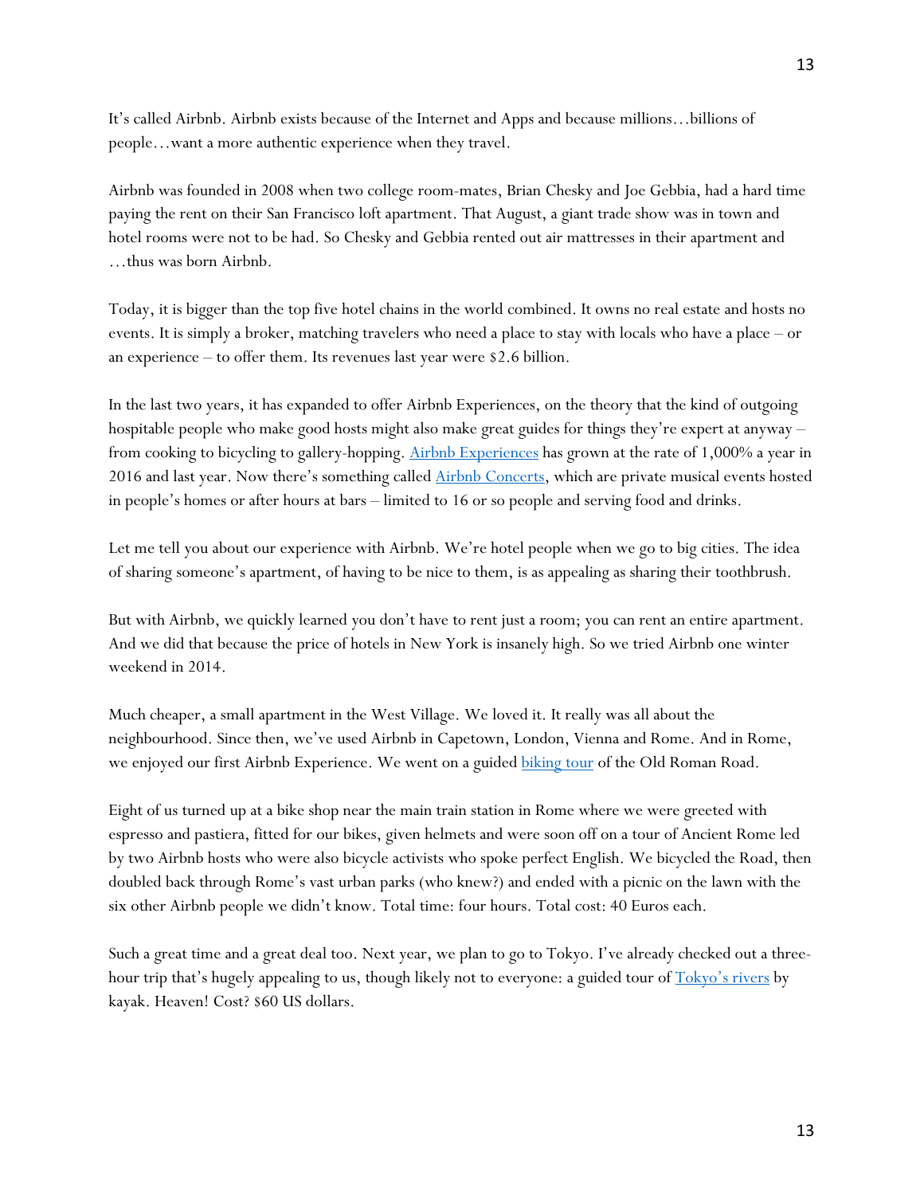It's called Airbnb. Airbnb exists because of the Internet and Apps and because millions…billions of people…want a more authentic experience when they travel.

Airbnb was founded in 2008 when two college room-mates, Brian Chesky and Joe Gebbia, had a hard time paying the rent on their San Francisco loft apartment. That August, a giant trade show was in town and hotel rooms were not to be had. So Chesky and Gebbia rented out air mattresses in their apartment and …thus was born Airbnb.

Today, it is bigger than the top five hotel chains in the world combined. It owns no real estate and hosts no events. It is simply a broker, matching travelers who need a place to stay with locals who have a place – or an experience – to offer them. Its revenues last year were $2.6 billion.

In the last two years, it has expanded to offer Airbnb Experiences, on the theory that the kind of outgoing hospitable people who make good hosts might also make great guides for things they're expert at anyway – from cooking to bicycling to gallery-hopping. Airbnb Experiences has grown at the rate of 1,000% a year in 2016 and last year. Now there's something called Airbnb Concerts, which are private musical events hosted in people's homes or after hours at bars – limited to 16 or so people and serving food and drinks.

Let me tell you about our experience with Airbnb. We're hotel people when we go to big cities. The idea of sharing someone's apartment, of having to be nice to them, is as appealing as sharing their toothbrush.

But with Airbnb, we quickly learned you don't have to rent just a room; you can rent an entire apartment. And we did that because the price of hotels in New York is insanely high. So we tried Airbnb one winter weekend in 2014.

Much cheaper, a small apartment in the West Village. We loved it. It really was all about the neighbourhood. Since then, we've used Airbnb in Capetown, London, Vienna and Rome. And in Rome, we enjoyed our first Airbnb Experience. We went on a guided biking tour of the Old Roman Road.

Eight of us turned up at a bike shop near the main train station in Rome where we were greeted with espresso and pastiera, fitted for our bikes, given helmets and were soon off on a tour of Ancient Rome led by two Airbnb hosts who were also bicycle activists who spoke perfect English. We bicycled the Road, then doubled back through Rome's vast urban parks (who knew?) and ended with a picnic on the lawn with the six other Airbnb people we didn't know. Total time: four hours. Total cost: 40 Euros each.

Such a great time and a great deal too. Next year, we plan to go to Tokyo. I've already checked out a three-hour trip that's hugely appealing to us, though likely not to everyone: a guided tour of Tokyo's rivers by kayak. Heaven! Cost? $60 US dollars.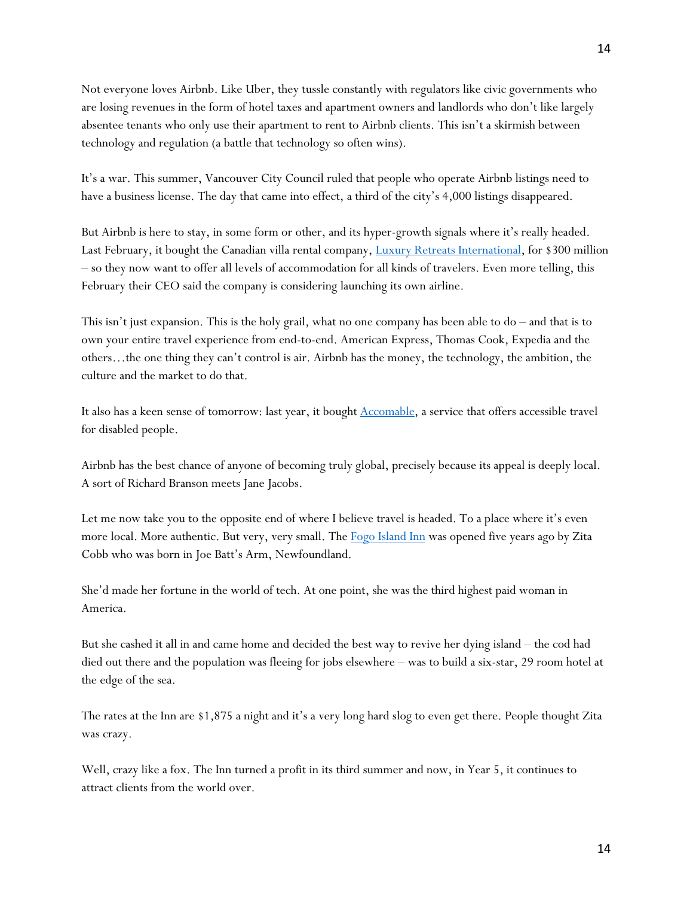Not everyone loves Airbnb. Like Uber, they tussle constantly with regulators like civic governments who are losing revenues in the form of hotel taxes and apartment owners and landlords who don't like largely absentee tenants who only use their apartment to rent to Airbnb clients. This isn't a skirmish between technology and regulation (a battle that technology so often wins).

It's a war. This summer, Vancouver City Council ruled that people who operate Airbnb listings need to have a business license. The day that came into effect, a third of the city's 4,000 listings disappeared.

But Airbnb is here to stay, in some form or other, and its hyper-growth signals where it's really headed. Last February, it bought the Canadian villa rental company, Luxury Retreats International, for $300 million – so they now want to offer all levels of accommodation for all kinds of travelers. Even more telling, this February their CEO said the company is considering launching its own airline.

This isn't just expansion. This is the holy grail, what no one company has been able to do – and that is to own your entire travel experience from end-to-end. American Express, Thomas Cook, Expedia and the others…the one thing they can't control is air. Airbnb has the money, the technology, the ambition, the culture and the market to do that.

It also has a keen sense of tomorrow: last year, it bought Accomable, a service that offers accessible travel for disabled people.

Airbnb has the best chance of anyone of becoming truly global, precisely because its appeal is deeply local. A sort of Richard Branson meets Jane Jacobs.

Let me now take you to the opposite end of where I believe travel is headed. To a place where it's even more local. More authentic. But very, very small. The Fogo Island Inn was opened five years ago by Zita Cobb who was born in Joe Batt's Arm, Newfoundland.

She'd made her fortune in the world of tech. At one point, she was the third highest paid woman in America.

But she cashed it all in and came home and decided the best way to revive her dying island – the cod had died out there and the population was fleeing for jobs elsewhere – was to build a six-star, 29 room hotel at the edge of the sea.

The rates at the Inn are $1,875 a night and it's a very long hard slog to even get there. People thought Zita was crazy.

Well, crazy like a fox. The Inn turned a profit in its third summer and now, in Year 5, it continues to attract clients from the world over.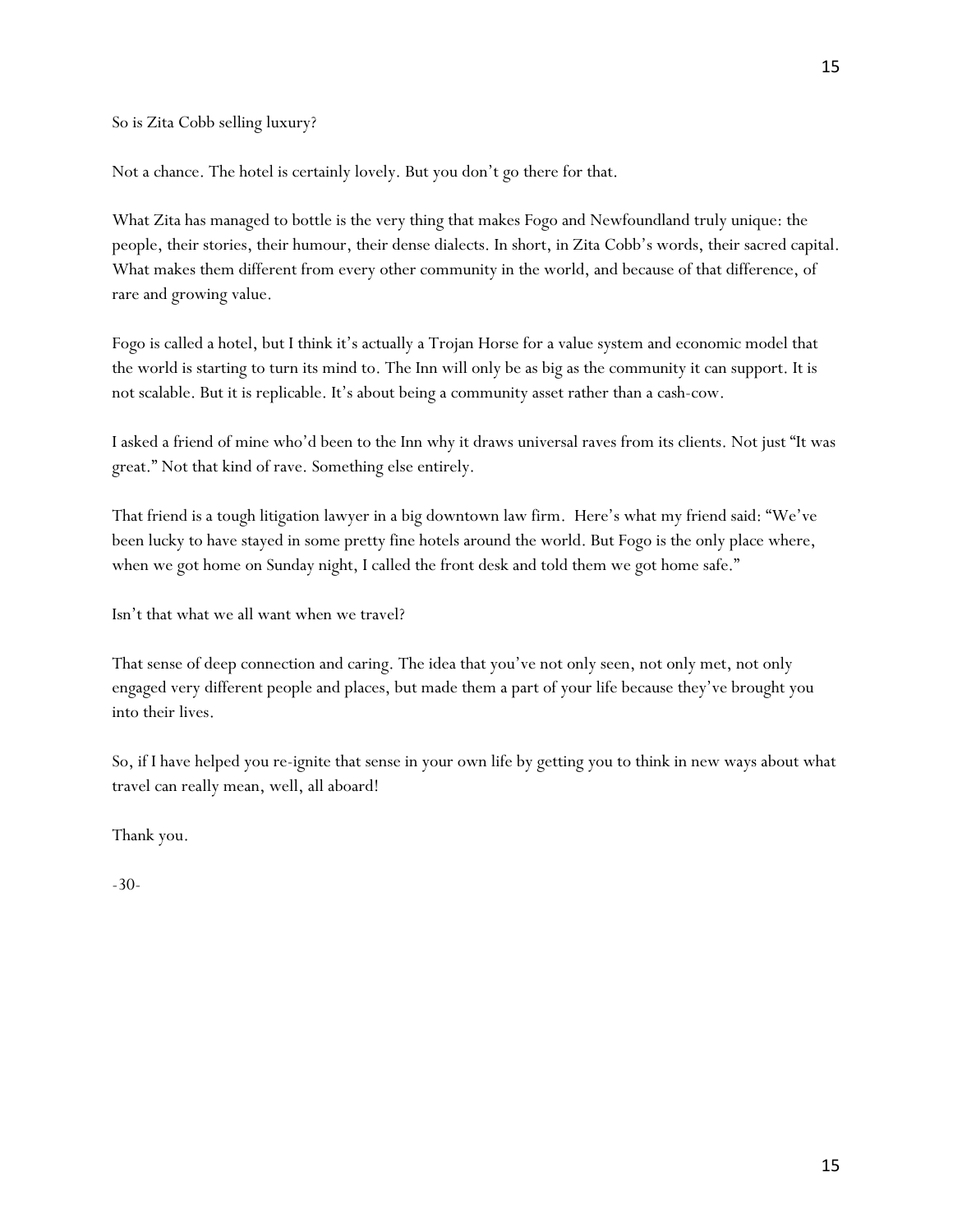So is Zita Cobb selling luxury?

Not a chance. The hotel is certainly lovely. But you don't go there for that.

What Zita has managed to bottle is the very thing that makes Fogo and Newfoundland truly unique: the people, their stories, their humour, their dense dialects. In short, in Zita Cobb's words, their sacred capital. What makes them different from every other community in the world, and because of that difference, of rare and growing value.

Fogo is called a hotel, but I think it's actually a Trojan Horse for a value system and economic model that the world is starting to turn its mind to. The Inn will only be as big as the community it can support. It is not scalable. But it is replicable. It's about being a community asset rather than a cash-cow.

I asked a friend of mine who'd been to the Inn why it draws universal raves from its clients. Not just "It was great." Not that kind of rave. Something else entirely.

That friend is a tough litigation lawyer in a big downtown law firm. Here's what my friend said: "We've been lucky to have stayed in some pretty fine hotels around the world. But Fogo is the only place where, when we got home on Sunday night, I called the front desk and told them we got home safe."

Isn't that what we all want when we travel?

That sense of deep connection and caring. The idea that you've not only seen, not only met, not only engaged very different people and places, but made them a part of your life because they've brought you into their lives.

So, if I have helped you re-ignite that sense in your own life by getting you to think in new ways about what travel can really mean, well, all aboard!

Thank you.

-30-